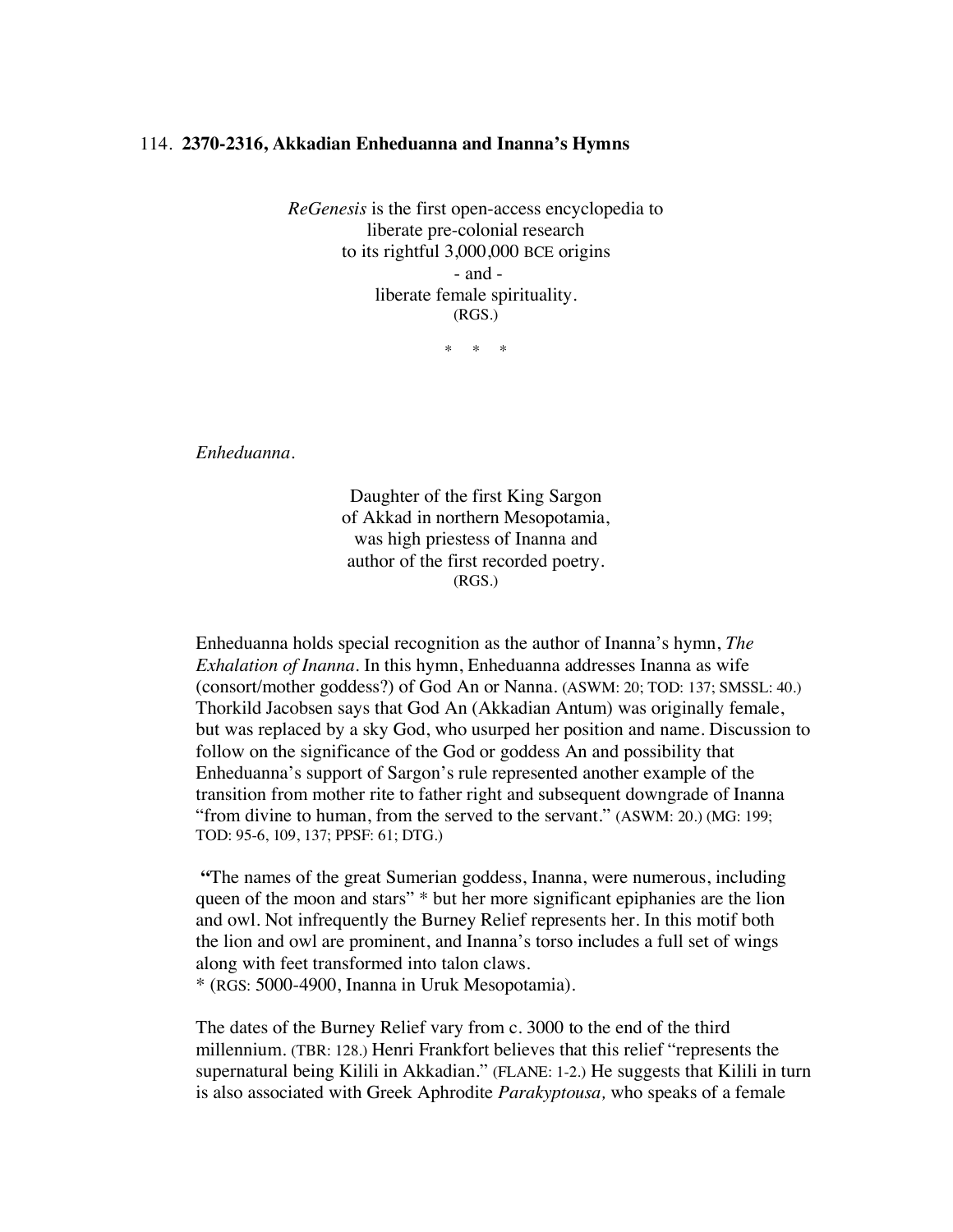## 114. **2370-2316, Akkadian Enheduanna and Inanna's Hymns**

*ReGenesis* is the first open-access encyclopedia to
liberate pre-colonial research
to its rightful 3,000,000 BCE origins
\- and -
liberate female spirituality.
(RGS.)

\* \* \*

*Enheduanna.*

Daughter of the first King Sargon
of Akkad in northern Mesopotamia,
was high priestess of Inanna and
author of the first recorded poetry.
(RGS.)

Enheduanna holds special recognition as the author of Inanna's hymn, *The Exhalation of Inanna*. In this hymn, Enheduanna addresses Inanna as wife (consort/mother goddess?) of God An or Nanna. (ASWM: 20; TOD: 137; SMSSL: 40.) Thorkild Jacobsen says that God An (Akkadian Antum) was originally female, but was replaced by a sky God, who usurped her position and name. Discussion to follow on the significance of the God or goddess An and possibility that Enheduanna's support of Sargon's rule represented another example of the transition from mother rite to father right and subsequent downgrade of Inanna "from divine to human, from the served to the servant." (ASWM: 20.) (MG: 199; TOD: 95-6, 109, 137; PPSF: 61; DTG.)

**"**The names of the great Sumerian goddess, Inanna, were numerous, including queen of the moon and stars" \* but her more significant epiphanies are the lion and owl. Not infrequently the Burney Relief represents her. In this motif both the lion and owl are prominent, and Inanna's torso includes a full set of wings along with feet transformed into talon claws.
\* (RGS: 5000-4900, Inanna in Uruk Mesopotamia).

The dates of the Burney Relief vary from c. 3000 to the end of the third millennium. (TBR: 128.) Henri Frankfort believes that this relief "represents the supernatural being Kilili in Akkadian." (FLANE: 1-2.) He suggests that Kilili in turn is also associated with Greek Aphrodite *Parakyptousa,* who speaks of a female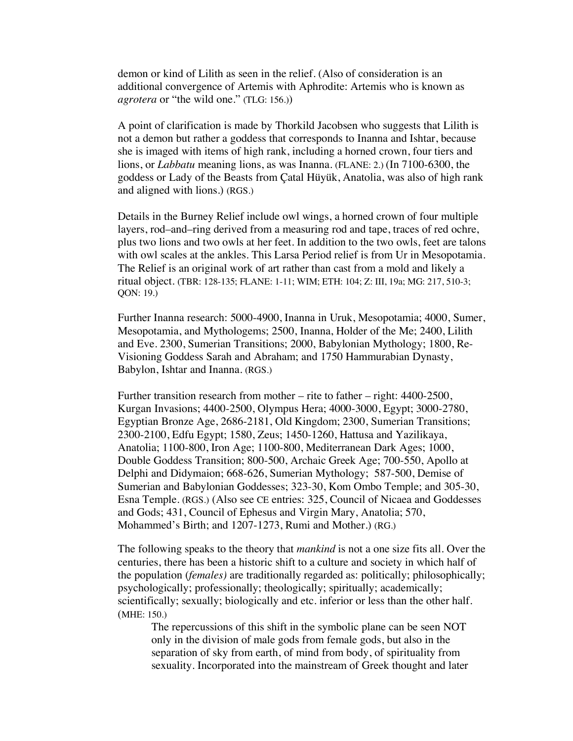demon or kind of Lilith as seen in the relief. (Also of consideration is an additional convergence of Artemis with Aphrodite: Artemis who is known as *agrotera* or "the wild one." (TLG: 156.))

A point of clarification is made by Thorkild Jacobsen who suggests that Lilith is not a demon but rather a goddess that corresponds to Inanna and Ishtar, because she is imaged with items of high rank, including a horned crown, four tiers and lions, or *Labbatu* meaning lions, as was Inanna. (FLANE: 2.) (In 7100-6300, the goddess or Lady of the Beasts from Çatal Hüyük, Anatolia, was also of high rank and aligned with lions.) (RGS.)

Details in the Burney Relief include owl wings, a horned crown of four multiple layers, rod–and–ring derived from a measuring rod and tape, traces of red ochre, plus two lions and two owls at her feet. In addition to the two owls, feet are talons with owl scales at the ankles. This Larsa Period relief is from Ur in Mesopotamia. The Relief is an original work of art rather than cast from a mold and likely a ritual object. (TBR: 128-135; FLANE: 1-11; WIM; ETH: 104; Z: III, 19a; MG: 217, 510-3; QON: 19.)

Further Inanna research: 5000-4900, Inanna in Uruk, Mesopotamia; 4000, Sumer, Mesopotamia, and Mythologems; 2500, Inanna, Holder of the Me; 2400, Lilith and Eve. 2300, Sumerian Transitions; 2000, Babylonian Mythology; 1800, Re-Visioning Goddess Sarah and Abraham; and 1750 Hammurabian Dynasty, Babylon, Ishtar and Inanna. (RGS.)

Further transition research from mother – rite to father – right: 4400-2500, Kurgan Invasions; 4400-2500, Olympus Hera; 4000-3000, Egypt; 3000-2780, Egyptian Bronze Age, 2686-2181, Old Kingdom; 2300, Sumerian Transitions; 2300-2100, Edfu Egypt; 1580, Zeus; 1450-1260, Hattusa and Yazilikaya, Anatolia; 1100-800, Iron Age; 1100-800, Mediterranean Dark Ages; 1000, Double Goddess Transition; 800-500, Archaic Greek Age; 700-550, Apollo at Delphi and Didymaion; 668-626, Sumerian Mythology; 587-500, Demise of Sumerian and Babylonian Goddesses; 323-30, Kom Ombo Temple; and 305-30, Esna Temple. (RGS.) (Also see CE entries: 325, Council of Nicaea and Goddesses and Gods; 431, Council of Ephesus and Virgin Mary, Anatolia; 570, Mohammed's Birth; and 1207-1273, Rumi and Mother.) (RG.)

The following speaks to the theory that *mankind* is not a one size fits all. Over the centuries, there has been a historic shift to a culture and society in which half of the population (*females)* are traditionally regarded as: politically; philosophically; psychologically; professionally; theologically; spiritually; academically; scientifically; sexually; biologically and etc. inferior or less than the other half. (MHE: 150.)

> The repercussions of this shift in the symbolic plane can be seen NOT only in the division of male gods from female gods, but also in the separation of sky from earth, of mind from body, of spirituality from sexuality. Incorporated into the mainstream of Greek thought and later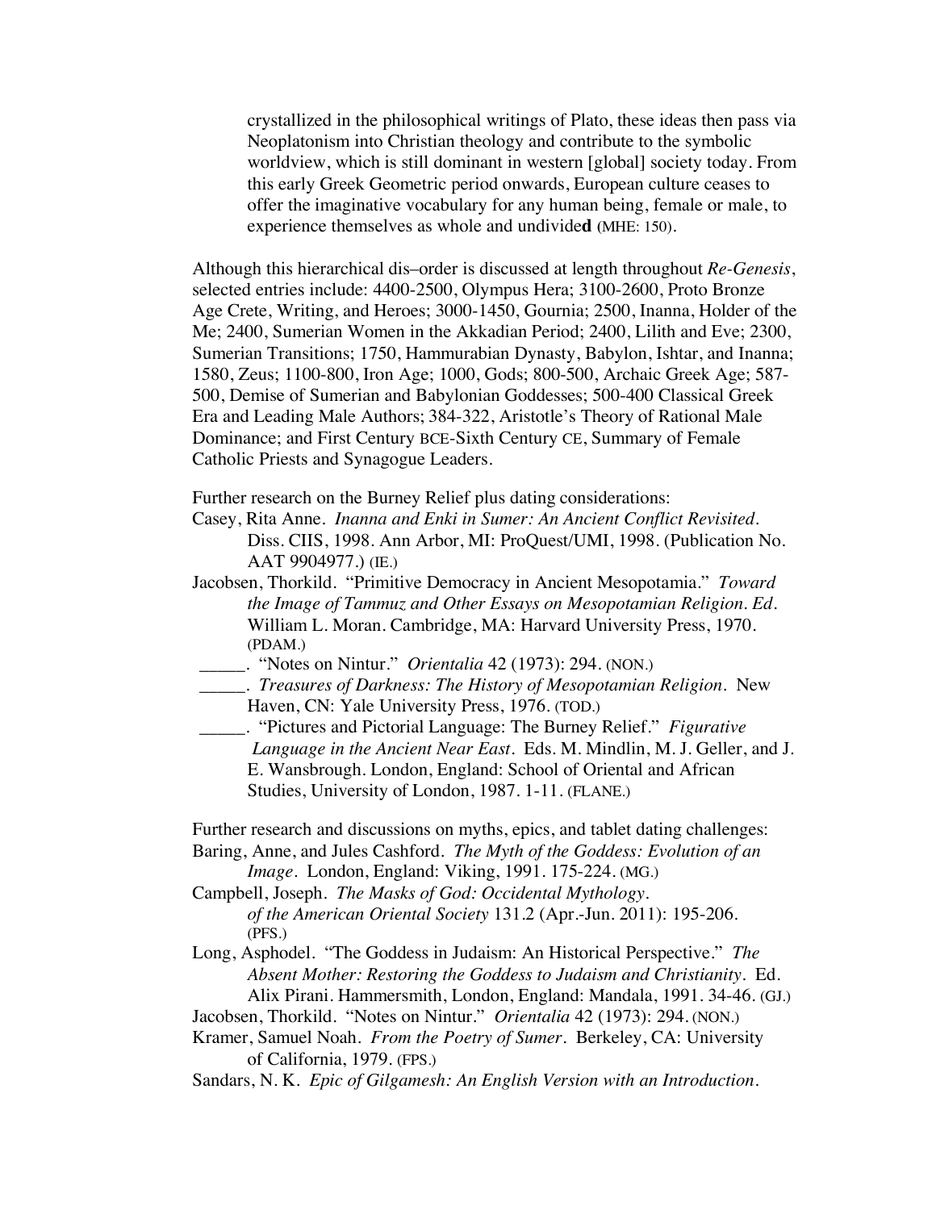> crystallized in the philosophical writings of Plato, these ideas then pass via Neoplatonism into Christian theology and contribute to the symbolic worldview, which is still dominant in western [global] society today. From this early Greek Geometric period onwards, European culture ceases to offer the imaginative vocabulary for any human being, female or male, to experience themselves as whole and undivide**d** (MHE: 150).

Although this hierarchical dis–order is discussed at length throughout *Re-Genesis*, selected entries include: 4400-2500, Olympus Hera; 3100-2600, Proto Bronze Age Crete, Writing, and Heroes; 3000-1450, Gournia; 2500, Inanna, Holder of the Me; 2400, Sumerian Women in the Akkadian Period; 2400, Lilith and Eve; 2300, Sumerian Transitions; 1750, Hammurabian Dynasty, Babylon, Ishtar, and Inanna; 1580, Zeus; 1100-800, Iron Age; 1000, Gods; 800-500, Archaic Greek Age; 587-500, Demise of Sumerian and Babylonian Goddesses; 500-400 Classical Greek Era and Leading Male Authors; 384-322, Aristotle's Theory of Rational Male Dominance; and First Century BCE-Sixth Century CE, Summary of Female Catholic Priests and Synagogue Leaders.

Further research on the Burney Relief plus dating considerations:

Casey, Rita Anne. *Inanna and Enki in Sumer: An Ancient Conflict Revisited*. Diss. CIIS, 1998. Ann Arbor, MI: ProQuest/UMI, 1998. (Publication No. AAT 9904977.) (IE.)

Jacobsen, Thorkild. "Primitive Democracy in Ancient Mesopotamia." *Toward the Image of Tammuz and Other Essays on Mesopotamian Religion. Ed.* William L. Moran. Cambridge, MA: Harvard University Press, 1970. (PDAM.)

_____. "Notes on Nintur." *Orientalia* 42 (1973): 294. (NON.)

_____. *Treasures of Darkness: The History of Mesopotamian Religion*. New Haven, CN: Yale University Press, 1976. (TOD.)

_____. "Pictures and Pictorial Language: The Burney Relief." *Figurative Language in the Ancient Near East*. Eds. M. Mindlin, M. J. Geller, and J. E. Wansbrough. London, England: School of Oriental and African Studies, University of London, 1987. 1-11. (FLANE.)

Further research and discussions on myths, epics, and tablet dating challenges:

Baring, Anne, and Jules Cashford. *The Myth of the Goddess: Evolution of an Image*. London, England: Viking, 1991. 175-224. (MG.)

Campbell, Joseph. *The Masks of God: Occidental Mythology. of the American Oriental Society* 131.2 (Apr.-Jun. 2011): 195-206. (PFS.)

Long, Asphodel. "The Goddess in Judaism: An Historical Perspective." *The Absent Mother: Restoring the Goddess to Judaism and Christianity*. Ed. Alix Pirani. Hammersmith, London, England: Mandala, 1991. 34-46. (GJ.)

Jacobsen, Thorkild. "Notes on Nintur." *Orientalia* 42 (1973): 294. (NON.)

Kramer, Samuel Noah. *From the Poetry of Sumer*. Berkeley, CA: University of California, 1979. (FPS.)

Sandars, N. K. *Epic of Gilgamesh: An English Version with an Introduction*.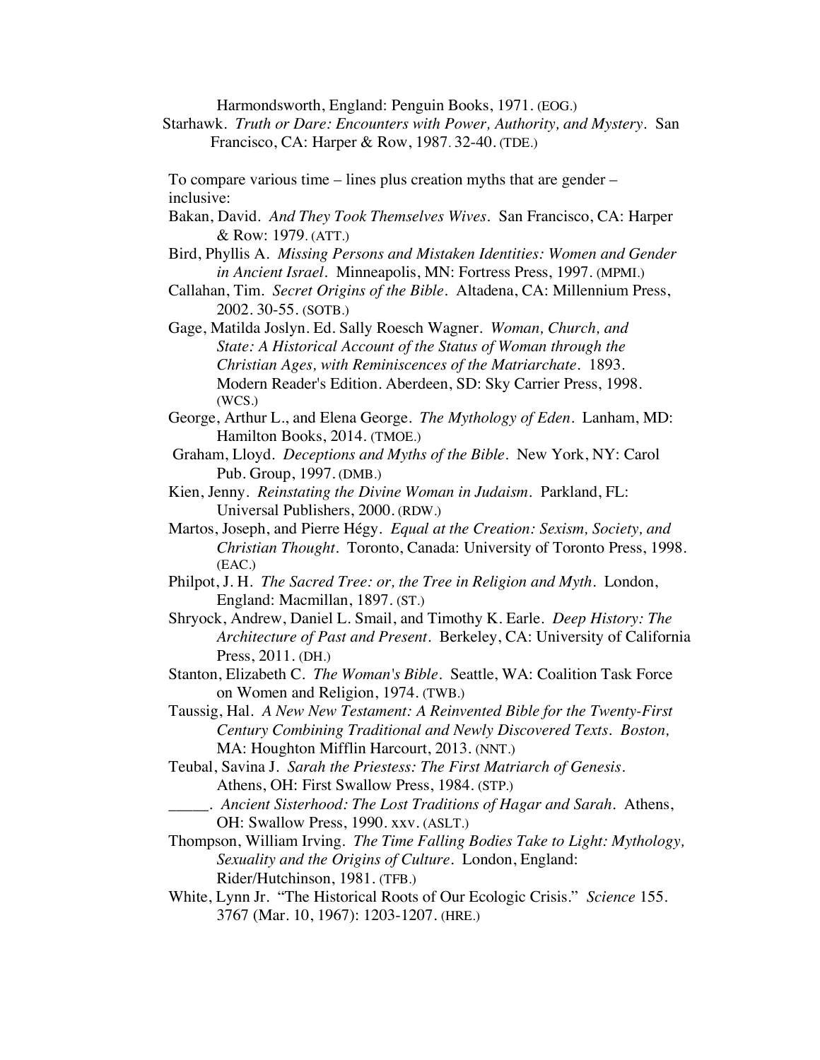Harmondsworth, England: Penguin Books, 1971. (EOG.)

Starhawk. *Truth or Dare: Encounters with Power, Authority, and Mystery*. San Francisco, CA: Harper & Row, 1987. 32-40. (TDE.)

To compare various time – lines plus creation myths that are gender – inclusive:

Bakan, David. *And They Took Themselves Wives*. San Francisco, CA: Harper & Row: 1979. (ATT.)

Bird, Phyllis A. *Missing Persons and Mistaken Identities: Women and Gender in Ancient Israel*. Minneapolis, MN: Fortress Press, 1997. (MPMI.)

Callahan, Tim. *Secret Origins of the Bible*. Altadena, CA: Millennium Press, 2002. 30-55. (SOTB.)

Gage, Matilda Joslyn. Ed. Sally Roesch Wagner. *Woman, Church, and State: A Historical Account of the Status of Woman through the Christian Ages, with Reminiscences of the Matriarchate*. 1893. Modern Reader's Edition. Aberdeen, SD: Sky Carrier Press, 1998. (WCS.)

George, Arthur L., and Elena George. *The Mythology of Eden*. Lanham, MD: Hamilton Books, 2014. (TMOE.)

Graham, Lloyd. *Deceptions and Myths of the Bible*. New York, NY: Carol Pub. Group, 1997. (DMB.)

Kien, Jenny. *Reinstating the Divine Woman in Judaism*. Parkland, FL: Universal Publishers, 2000. (RDW.)

Martos, Joseph, and Pierre Hégy. *Equal at the Creation: Sexism, Society, and Christian Thought*. Toronto, Canada: University of Toronto Press, 1998. (EAC.)

Philpot, J. H. *The Sacred Tree: or, the Tree in Religion and Myth*. London, England: Macmillan, 1897. (ST.)

Shryock, Andrew, Daniel L. Smail, and Timothy K. Earle. *Deep History: The Architecture of Past and Present*. Berkeley, CA: University of California Press, 2011. (DH.)

Stanton, Elizabeth C. *The Woman's Bible*. Seattle, WA: Coalition Task Force on Women and Religion, 1974. (TWB.)

Taussig, Hal. *A New New Testament: A Reinvented Bible for the Twenty-First Century Combining Traditional and Newly Discovered Texts. Boston,* MA: Houghton Mifflin Harcourt, 2013. (NNT.)

Teubal, Savina J. *Sarah the Priestess: The First Matriarch of Genesis*. Athens, OH: First Swallow Press, 1984. (STP.)

_____. *Ancient Sisterhood: The Lost Traditions of Hagar and Sarah*. Athens, OH: Swallow Press, 1990. xxv. (ASLT.)

Thompson, William Irving. *The Time Falling Bodies Take to Light: Mythology, Sexuality and the Origins of Culture*. London, England: Rider/Hutchinson, 1981. (TFB.)

White, Lynn Jr. "The Historical Roots of Our Ecologic Crisis." *Science* 155. 3767 (Mar. 10, 1967): 1203-1207. (HRE.)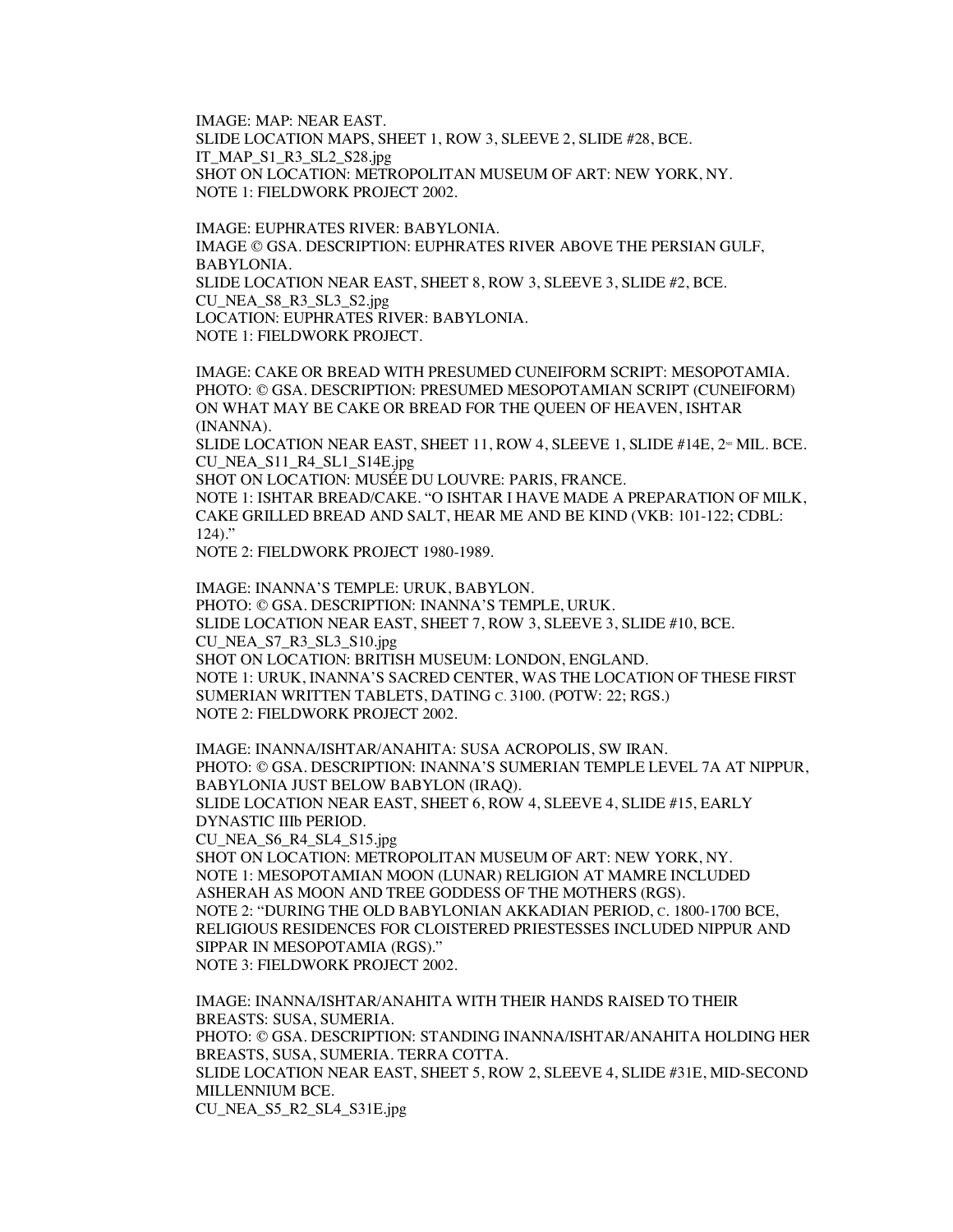IMAGE: MAP: NEAR EAST.
SLIDE LOCATION MAPS, SHEET 1, ROW 3, SLEEVE 2, SLIDE #28, BCE.
IT_MAP_S1_R3_SL2_S28.jpg
SHOT ON LOCATION: METROPOLITAN MUSEUM OF ART: NEW YORK, NY.
NOTE 1: FIELDWORK PROJECT 2002.

IMAGE: EUPHRATES RIVER: BABYLONIA.
IMAGE © GSA. DESCRIPTION: EUPHRATES RIVER ABOVE THE PERSIAN GULF, BABYLONIA.
SLIDE LOCATION NEAR EAST, SHEET 8, ROW 3, SLEEVE 3, SLIDE #2, BCE.
CU_NEA_S8_R3_SL3_S2.jpg
LOCATION: EUPHRATES RIVER: BABYLONIA.
NOTE 1: FIELDWORK PROJECT.

IMAGE: CAKE OR BREAD WITH PRESUMED CUNEIFORM SCRIPT: MESOPOTAMIA.
PHOTO: © GSA. DESCRIPTION: PRESUMED MESOPOTAMIAN SCRIPT (CUNEIFORM) ON WHAT MAY BE CAKE OR BREAD FOR THE QUEEN OF HEAVEN, ISHTAR (INANNA).
SLIDE LOCATION NEAR EAST, SHEET 11, ROW 4, SLEEVE 1, SLIDE #14E, 2ND MIL. BCE.
CU_NEA_S11_R4_SL1_S14E.jpg
SHOT ON LOCATION: MUSÉE DU LOUVRE: PARIS, FRANCE.
NOTE 1: ISHTAR BREAD/CAKE. "O ISHTAR I HAVE MADE A PREPARATION OF MILK, CAKE GRILLED BREAD AND SALT, HEAR ME AND BE KIND (VKB: 101-122; CDBL: 124)."
NOTE 2: FIELDWORK PROJECT 1980-1989.

IMAGE: INANNA'S TEMPLE: URUK, BABYLON.
PHOTO: © GSA. DESCRIPTION: INANNA'S TEMPLE, URUK.
SLIDE LOCATION NEAR EAST, SHEET 7, ROW 3, SLEEVE 3, SLIDE #10, BCE.
CU_NEA_S7_R3_SL3_S10.jpg
SHOT ON LOCATION: BRITISH MUSEUM: LONDON, ENGLAND.
NOTE 1: URUK, INANNA'S SACRED CENTER, WAS THE LOCATION OF THESE FIRST SUMERIAN WRITTEN TABLETS, DATING C. 3100. (POTW: 22; RGS.)
NOTE 2: FIELDWORK PROJECT 2002.

IMAGE: INANNA/ISHTAR/ANAHITA: SUSA ACROPOLIS, SW IRAN.
PHOTO: © GSA. DESCRIPTION: INANNA'S SUMERIAN TEMPLE LEVEL 7A AT NIPPUR, BABYLONIA JUST BELOW BABYLON (IRAQ).
SLIDE LOCATION NEAR EAST, SHEET 6, ROW 4, SLEEVE 4, SLIDE #15, EARLY DYNASTIC IIIb PERIOD.
CU_NEA_S6_R4_SL4_S15.jpg
SHOT ON LOCATION: METROPOLITAN MUSEUM OF ART: NEW YORK, NY.
NOTE 1: MESOPOTAMIAN MOON (LUNAR) RELIGION AT MAMRE INCLUDED ASHERAH AS MOON AND TREE GODDESS OF THE MOTHERS (RGS).
NOTE 2: "DURING THE OLD BABYLONIAN AKKADIAN PERIOD, C. 1800-1700 BCE, RELIGIOUS RESIDENCES FOR CLOISTERED PRIESTESSES INCLUDED NIPPUR AND SIPPAR IN MESOPOTAMIA (RGS)."
NOTE 3: FIELDWORK PROJECT 2002.

IMAGE: INANNA/ISHTAR/ANAHITA WITH THEIR HANDS RAISED TO THEIR BREASTS: SUSA, SUMERIA.
PHOTO: © GSA. DESCRIPTION: STANDING INANNA/ISHTAR/ANAHITA HOLDING HER BREASTS, SUSA, SUMERIA. TERRA COTTA.
SLIDE LOCATION NEAR EAST, SHEET 5, ROW 2, SLEEVE 4, SLIDE #31E, MID-SECOND MILLENNIUM BCE.
CU_NEA_S5_R2_SL4_S31E.jpg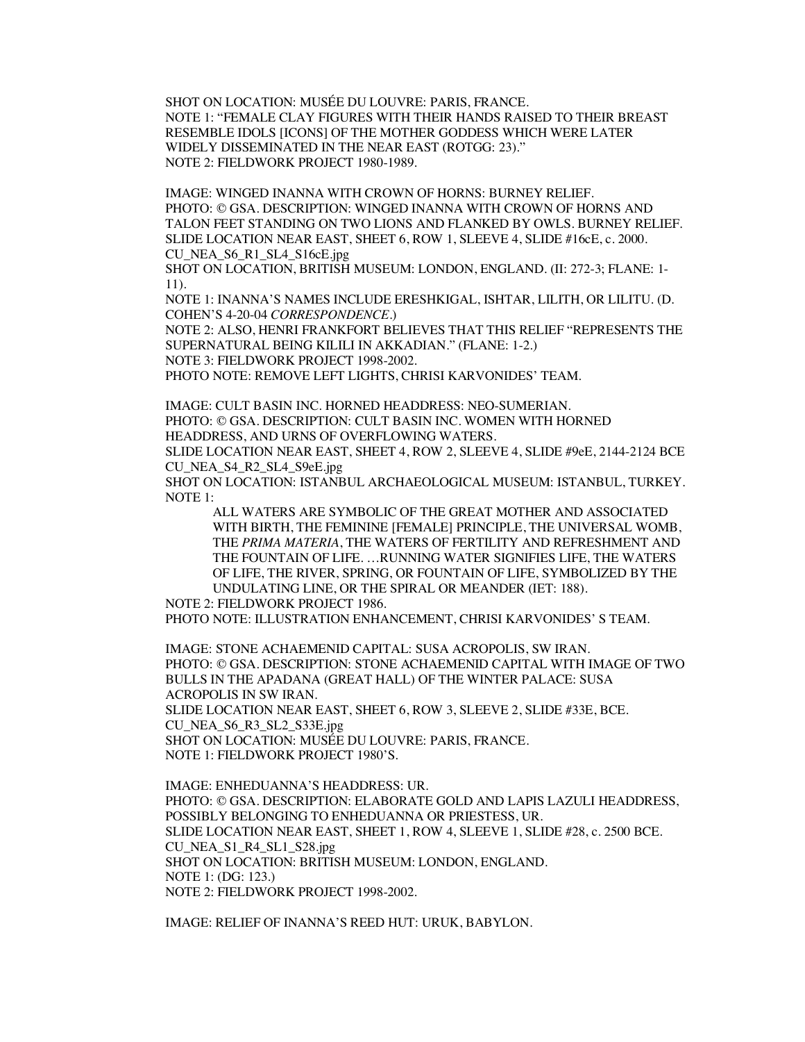SHOT ON LOCATION: MUSÉE DU LOUVRE: PARIS, FRANCE.
NOTE 1: "FEMALE CLAY FIGURES WITH THEIR HANDS RAISED TO THEIR BREAST RESEMBLE IDOLS [ICONS] OF THE MOTHER GODDESS WHICH WERE LATER WIDELY DISSEMINATED IN THE NEAR EAST (ROTGG: 23)."
NOTE 2: FIELDWORK PROJECT 1980-1989.

IMAGE: WINGED INANNA WITH CROWN OF HORNS: BURNEY RELIEF.
PHOTO: © GSA. DESCRIPTION: WINGED INANNA WITH CROWN OF HORNS AND TALON FEET STANDING ON TWO LIONS AND FLANKED BY OWLS. BURNEY RELIEF.
SLIDE LOCATION NEAR EAST, SHEET 6, ROW 1, SLEEVE 4, SLIDE #16cE, c. 2000.
CU_NEA_S6_R1_SL4_S16cE.jpg
SHOT ON LOCATION, BRITISH MUSEUM: LONDON, ENGLAND. (II: 272-3; FLANE: 1-11).
NOTE 1: INANNA'S NAMES INCLUDE ERESHKIGAL, ISHTAR, LILITH, OR LILITU. (D. COHEN'S 4-20-04 *CORRESPONDENCE*.)
NOTE 2: ALSO, HENRI FRANKFORT BELIEVES THAT THIS RELIEF "REPRESENTS THE SUPERNATURAL BEING KILILI IN AKKADIAN." (FLANE: 1-2.)
NOTE 3: FIELDWORK PROJECT 1998-2002.
PHOTO NOTE: REMOVE LEFT LIGHTS, CHRISI KARVONIDES' TEAM.

IMAGE: CULT BASIN INC. HORNED HEADDRESS: NEO-SUMERIAN.
PHOTO: © GSA. DESCRIPTION: CULT BASIN INC. WOMEN WITH HORNED HEADDRESS, AND URNS OF OVERFLOWING WATERS.
SLIDE LOCATION NEAR EAST, SHEET 4, ROW 2, SLEEVE 4, SLIDE #9eE, 2144-2124 BCE
CU_NEA_S4_R2_SL4_S9eE.jpg
SHOT ON LOCATION: ISTANBUL ARCHAEOLOGICAL MUSEUM: ISTANBUL, TURKEY.
NOTE 1:

> ALL WATERS ARE SYMBOLIC OF THE GREAT MOTHER AND ASSOCIATED WITH BIRTH, THE FEMININE [FEMALE] PRINCIPLE, THE UNIVERSAL WOMB, THE *PRIMA MATERIA*, THE WATERS OF FERTILITY AND REFRESHMENT AND THE FOUNTAIN OF LIFE. …RUNNING WATER SIGNIFIES LIFE, THE WATERS OF LIFE, THE RIVER, SPRING, OR FOUNTAIN OF LIFE, SYMBOLIZED BY THE UNDULATING LINE, OR THE SPIRAL OR MEANDER (IET: 188).

NOTE 2: FIELDWORK PROJECT 1986.
PHOTO NOTE: ILLUSTRATION ENHANCEMENT, CHRISI KARVONIDES' S TEAM.

IMAGE: STONE ACHAEMENID CAPITAL: SUSA ACROPOLIS, SW IRAN.
PHOTO: © GSA. DESCRIPTION: STONE ACHAEMENID CAPITAL WITH IMAGE OF TWO BULLS IN THE APADANA (GREAT HALL) OF THE WINTER PALACE: SUSA ACROPOLIS IN SW IRAN.
SLIDE LOCATION NEAR EAST, SHEET 6, ROW 3, SLEEVE 2, SLIDE #33E, BCE.
CU_NEA_S6_R3_SL2_S33E.jpg
SHOT ON LOCATION: MUSÉE DU LOUVRE: PARIS, FRANCE.
NOTE 1: FIELDWORK PROJECT 1980'S.

IMAGE: ENHEDUANNA'S HEADDRESS: UR.
PHOTO: © GSA. DESCRIPTION: ELABORATE GOLD AND LAPIS LAZULI HEADDRESS, POSSIBLY BELONGING TO ENHEDUANNA OR PRIESTESS, UR.
SLIDE LOCATION NEAR EAST, SHEET 1, ROW 4, SLEEVE 1, SLIDE #28, c. 2500 BCE.
CU_NEA_S1_R4_SL1_S28.jpg
SHOT ON LOCATION: BRITISH MUSEUM: LONDON, ENGLAND.
NOTE 1: (DG: 123.)
NOTE 2: FIELDWORK PROJECT 1998-2002.

IMAGE: RELIEF OF INANNA'S REED HUT: URUK, BABYLON.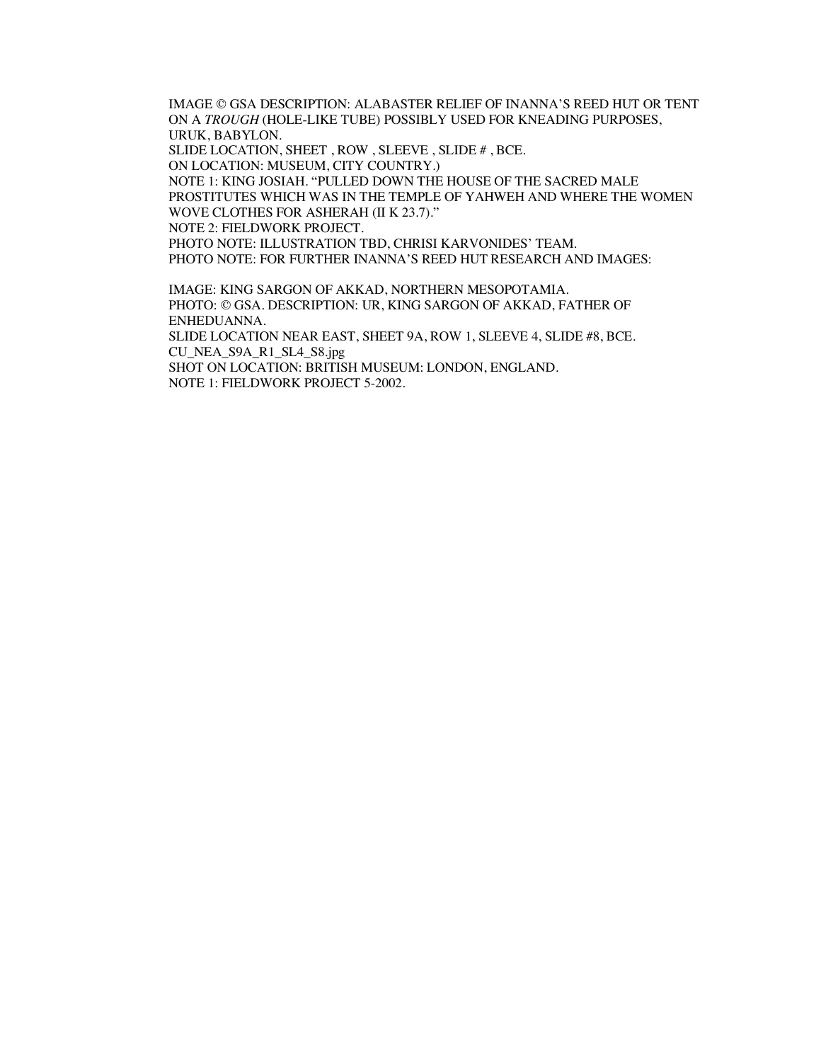IMAGE © GSA DESCRIPTION: ALABASTER RELIEF OF INANNA'S REED HUT OR TENT ON A *TROUGH* (HOLE-LIKE TUBE) POSSIBLY USED FOR KNEADING PURPOSES, URUK, BABYLON.
SLIDE LOCATION, SHEET , ROW , SLEEVE , SLIDE # , BCE.
ON LOCATION: MUSEUM, CITY COUNTRY.)
NOTE 1: KING JOSIAH. "PULLED DOWN THE HOUSE OF THE SACRED MALE PROSTITUTES WHICH WAS IN THE TEMPLE OF YAHWEH AND WHERE THE WOMEN WOVE CLOTHES FOR ASHERAH (II K 23.7)."
NOTE 2: FIELDWORK PROJECT.
PHOTO NOTE: ILLUSTRATION TBD, CHRISI KARVONIDES' TEAM.
PHOTO NOTE: FOR FURTHER INANNA'S REED HUT RESEARCH AND IMAGES:

IMAGE: KING SARGON OF AKKAD, NORTHERN MESOPOTAMIA.
PHOTO: © GSA. DESCRIPTION: UR, KING SARGON OF AKKAD, FATHER OF ENHEDUANNA.
SLIDE LOCATION NEAR EAST, SHEET 9A, ROW 1, SLEEVE 4, SLIDE #8, BCE.
CU_NEA_S9A_R1_SL4_S8.jpg
SHOT ON LOCATION: BRITISH MUSEUM: LONDON, ENGLAND.
NOTE 1: FIELDWORK PROJECT 5-2002.